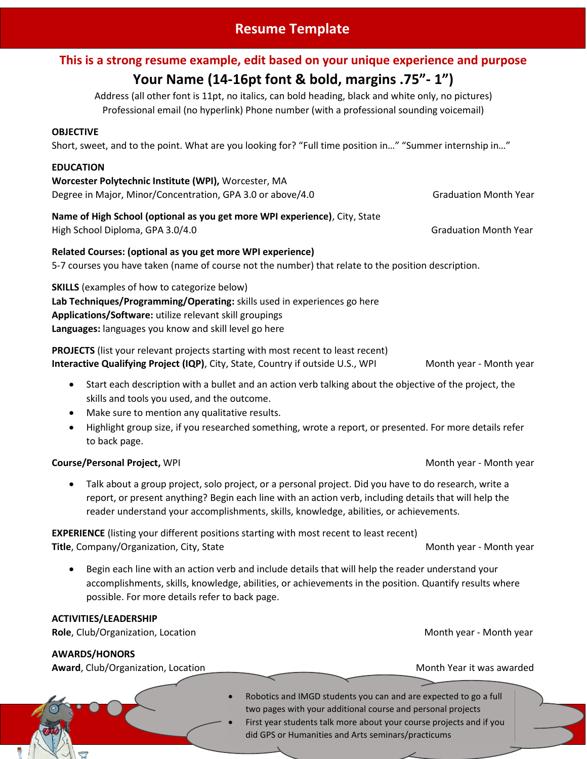# Resume Template

**This is a strong resume example, edit based on your unique experience and purpose**

## Your Name (14-16pt font & bold, margins .75"- 1")

Address (all other font is 11pt, no italics, can bold heading, black and white only, no pictures)
Professional email (no hyperlink) Phone number (with a professional sounding voicemail)

**OBJECTIVE**
Short, sweet, and to the point. What are you looking for? "Full time position in…" "Summer internship in…"

**EDUCATION**
**Worcester Polytechnic Institute (WPI),** Worcester, MA
Degree in Major, Minor/Concentration, GPA 3.0 or above/4.0 — Graduation Month Year

**Name of High School (optional as you get more WPI experience)**, City, State
High School Diploma, GPA 3.0/4.0 — Graduation Month Year

**Related Courses: (optional as you get more WPI experience)**
5-7 courses you have taken (name of course not the number) that relate to the position description.

**SKILLS** (examples of how to categorize below)
**Lab Techniques/Programming/Operating:** skills used in experiences go here
**Applications/Software:** utilize relevant skill groupings
**Languages:** languages you know and skill level go here

**PROJECTS** (list your relevant projects starting with most recent to least recent)
**Interactive Qualifying Project (IQP)**, City, State, Country if outside U.S., WPI — Month year - Month year

- Start each description with a bullet and an action verb talking about the objective of the project, the skills and tools you used, and the outcome.
- Make sure to mention any qualitative results.
- Highlight group size, if you researched something, wrote a report, or presented. For more details refer to back page.

**Course/Personal Project,** WPI — Month year - Month year

- Talk about a group project, solo project, or a personal project. Did you have to do research, write a report, or present anything? Begin each line with an action verb, including details that will help the reader understand your accomplishments, skills, knowledge, abilities, or achievements.

**EXPERIENCE** (listing your different positions starting with most recent to least recent)
**Title**, Company/Organization, City, State — Month year - Month year

- Begin each line with an action verb and include details that will help the reader understand your accomplishments, skills, knowledge, abilities, or achievements in the position. Quantify results where possible. For more details refer to back page.

**ACTIVITIES/LEADERSHIP**
**Role**, Club/Organization, Location — Month year - Month year

**AWARDS/HONORS**
**Award**, Club/Organization, Location — Month Year it was awarded

- Robotics and IMGD students you can and are expected to go a full two pages with your additional course and personal projects
- First year students talk more about your course projects and if you did GPS or Humanities and Arts seminars/practicums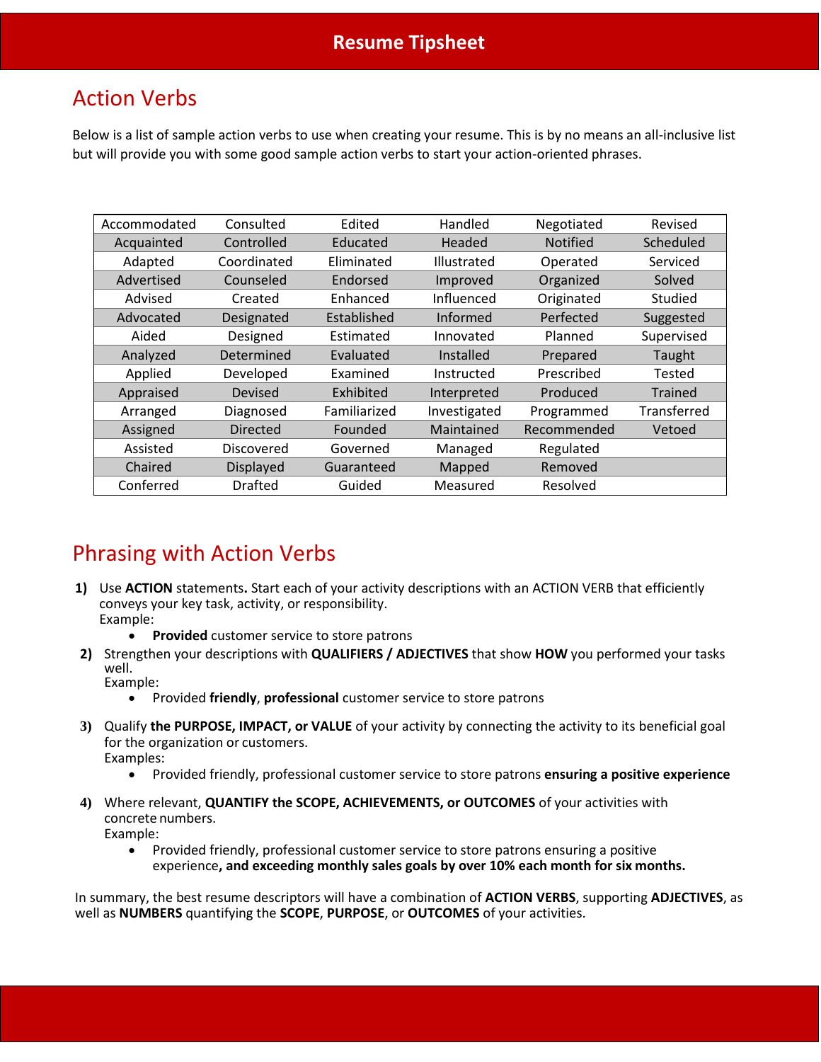# Resume Tipsheet

## Action Verbs

Below is a list of sample action verbs to use when creating your resume. This is by no means an all-inclusive list but will provide you with some good sample action verbs to start your action-oriented phrases.

| | | | | | |
|---|---|---|---|---|---|
| Accommodated | Consulted | Edited | Handled | Negotiated | Revised |
| Acquainted | Controlled | Educated | Headed | Notified | Scheduled |
| Adapted | Coordinated | Eliminated | Illustrated | Operated | Serviced |
| Advertised | Counseled | Endorsed | Improved | Organized | Solved |
| Advised | Created | Enhanced | Influenced | Originated | Studied |
| Advocated | Designated | Established | Informed | Perfected | Suggested |
| Aided | Designed | Estimated | Innovated | Planned | Supervised |
| Analyzed | Determined | Evaluated | Installed | Prepared | Taught |
| Applied | Developed | Examined | Instructed | Prescribed | Tested |
| Appraised | Devised | Exhibited | Interpreted | Produced | Trained |
| Arranged | Diagnosed | Familiarized | Investigated | Programmed | Transferred |
| Assigned | Directed | Founded | Maintained | Recommended | Vetoed |
| Assisted | Discovered | Governed | Managed | Regulated | |
| Chaired | Displayed | Guaranteed | Mapped | Removed | |
| Conferred | Drafted | Guided | Measured | Resolved | |

## Phrasing with Action Verbs

**1)** Use **ACTION** statements**.** Start each of your activity descriptions with an ACTION VERB that efficiently conveys your key task, activity, or responsibility.
Example:
- **Provided** customer service to store patrons

**2)** Strengthen your descriptions with **QUALIFIERS / ADJECTIVES** that show **HOW** you performed your tasks well.
Example:
- Provided **friendly**, **professional** customer service to store patrons

**3)** Qualify **the PURPOSE, IMPACT, or VALUE** of your activity by connecting the activity to its beneficial goal for the organization or customers.
Examples:
- Provided friendly, professional customer service to store patrons **ensuring a positive experience**

**4)** Where relevant, **QUANTIFY the SCOPE, ACHIEVEMENTS, or OUTCOMES** of your activities with concrete numbers.
Example:
- Provided friendly, professional customer service to store patrons ensuring a positive experience**, and exceeding monthly sales goals by over 10% each month for six months.**

In summary, the best resume descriptors will have a combination of **ACTION VERBS**, supporting **ADJECTIVES**, as well as **NUMBERS** quantifying the **SCOPE**, **PURPOSE**, or **OUTCOMES** of your activities.